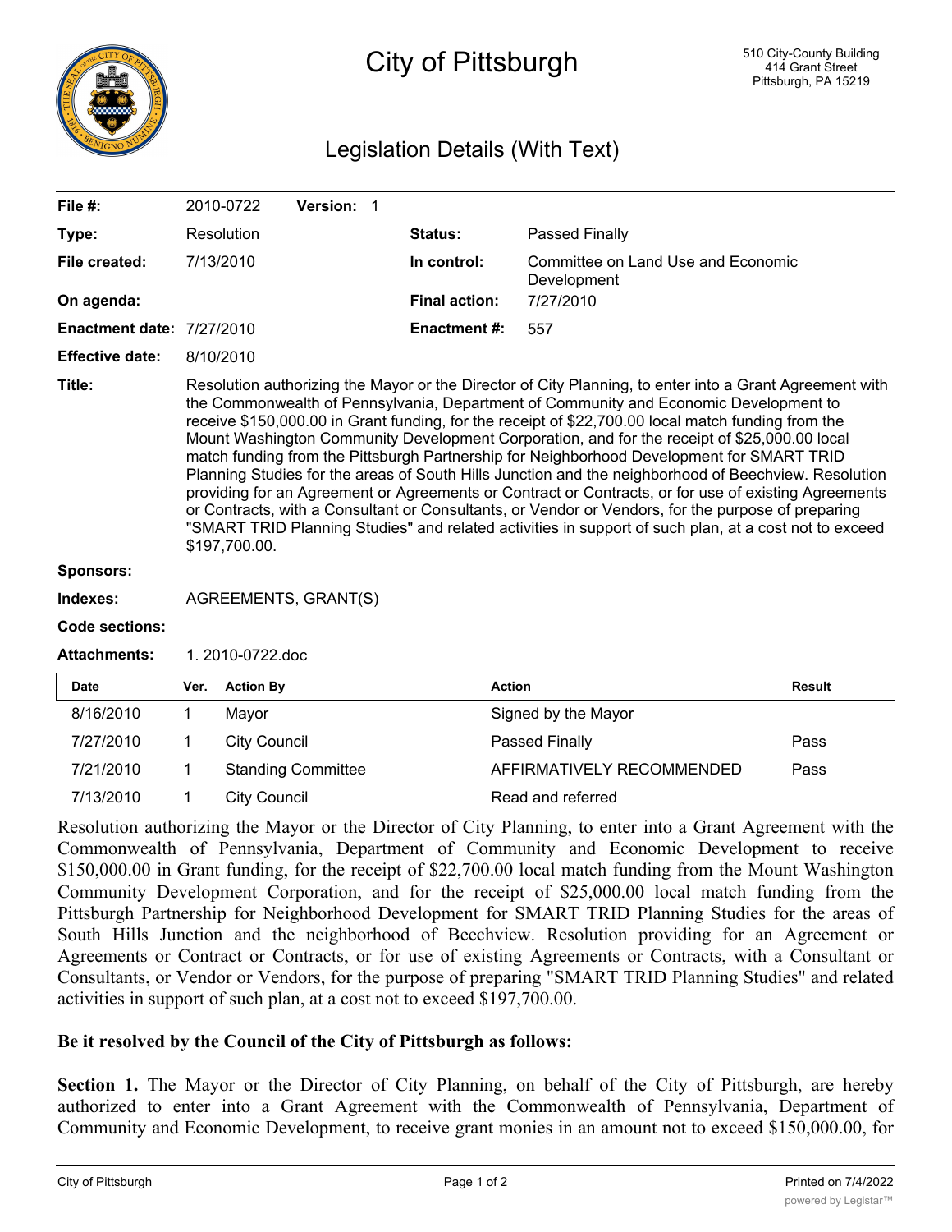# City of Pittsburgh

510 City-County Building
414 Grant Street
Pittsburgh, PA 15219

## Legislation Details (With Text)

| | | | |
|---|---|---|---|
| **File #:** | 2010-0722 **Version:** 1 | | |
| **Type:** | Resolution | **Status:** | Passed Finally |
| **File created:** | 7/13/2010 | **In control:** | Committee on Land Use and Economic Development |
| **On agenda:** | | **Final action:** | 7/27/2010 |
| **Enactment date:** | 7/27/2010 | **Enactment #:** | 557 |
| **Effective date:** | 8/10/2010 | | |

**Title:** Resolution authorizing the Mayor or the Director of City Planning, to enter into a Grant Agreement with the Commonwealth of Pennsylvania, Department of Community and Economic Development to receive $150,000.00 in Grant funding, for the receipt of $22,700.00 local match funding from the Mount Washington Community Development Corporation, and for the receipt of $25,000.00 local match funding from the Pittsburgh Partnership for Neighborhood Development for SMART TRID Planning Studies for the areas of South Hills Junction and the neighborhood of Beechview. Resolution providing for an Agreement or Agreements or Contract or Contracts, or for use of existing Agreements or Contracts, with a Consultant or Consultants, or Vendor or Vendors, for the purpose of preparing "SMART TRID Planning Studies" and related activities in support of such plan, at a cost not to exceed $197,700.00.

**Sponsors:**

**Indexes:** AGREEMENTS, GRANT(S)

**Code sections:**

**Attachments:** 1. 2010-0722.doc

| Date | Ver. | Action By | Action | Result |
|---|---|---|---|---|
| 8/16/2010 | 1 | Mayor | Signed by the Mayor | |
| 7/27/2010 | 1 | City Council | Passed Finally | Pass |
| 7/21/2010 | 1 | Standing Committee | AFFIRMATIVELY RECOMMENDED | Pass |
| 7/13/2010 | 1 | City Council | Read and referred | |

Resolution authorizing the Mayor or the Director of City Planning, to enter into a Grant Agreement with the Commonwealth of Pennsylvania, Department of Community and Economic Development to receive $150,000.00 in Grant funding, for the receipt of $22,700.00 local match funding from the Mount Washington Community Development Corporation, and for the receipt of $25,000.00 local match funding from the Pittsburgh Partnership for Neighborhood Development for SMART TRID Planning Studies for the areas of South Hills Junction and the neighborhood of Beechview. Resolution providing for an Agreement or Agreements or Contract or Contracts, or for use of existing Agreements or Contracts, with a Consultant or Consultants, or Vendor or Vendors, for the purpose of preparing "SMART TRID Planning Studies" and related activities in support of such plan, at a cost not to exceed $197,700.00.

**Be it resolved by the Council of the City of Pittsburgh as follows:**

**Section 1.** The Mayor or the Director of City Planning, on behalf of the City of Pittsburgh, are hereby authorized to enter into a Grant Agreement with the Commonwealth of Pennsylvania, Department of Community and Economic Development, to receive grant monies in an amount not to exceed $150,000.00, for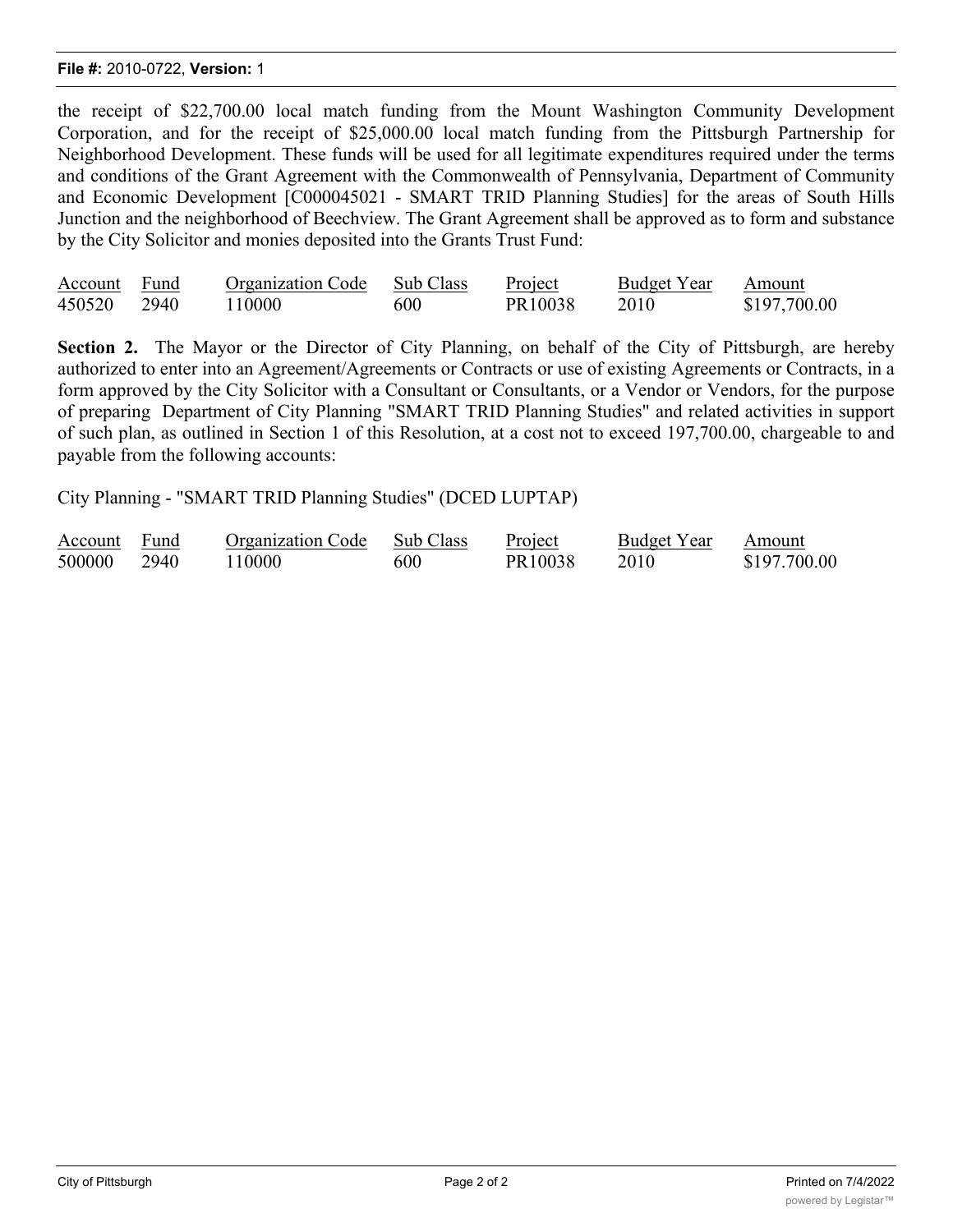the receipt of $22,700.00 local match funding from the Mount Washington Community Development Corporation, and for the receipt of $25,000.00 local match funding from the Pittsburgh Partnership for Neighborhood Development. These funds will be used for all legitimate expenditures required under the terms and conditions of the Grant Agreement with the Commonwealth of Pennsylvania, Department of Community and Economic Development [C000045021 - SMART TRID Planning Studies] for the areas of South Hills Junction and the neighborhood of Beechview. The Grant Agreement shall be approved as to form and substance by the City Solicitor and monies deposited into the Grants Trust Fund:

| Account | Fund | Organization Code | Sub Class | Project | Budget Year | Amount |
|---|---|---|---|---|---|---|
| 450520 | 2940 | 110000 | 600 | PR10038 | 2010 | $197,700.00 |

**Section 2.** The Mayor or the Director of City Planning, on behalf of the City of Pittsburgh, are hereby authorized to enter into an Agreement/Agreements or Contracts or use of existing Agreements or Contracts, in a form approved by the City Solicitor with a Consultant or Consultants, or a Vendor or Vendors, for the purpose of preparing Department of City Planning "SMART TRID Planning Studies" and related activities in support of such plan, as outlined in Section 1 of this Resolution, at a cost not to exceed 197,700.00, chargeable to and payable from the following accounts:

City Planning - "SMART TRID Planning Studies" (DCED LUPTAP)

| Account | Fund | Organization Code | Sub Class | Project | Budget Year | Amount |
|---|---|---|---|---|---|---|
| 500000 | 2940 | 110000 | 600 | PR10038 | 2010 | $197.700.00 |